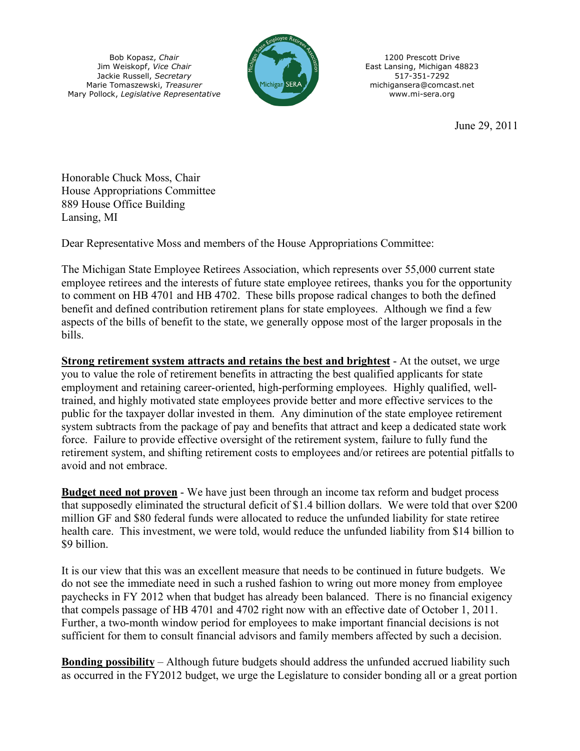Bob Kopasz, *Chair*
Jim Weiskopf, *Vice Chair*
Jackie Russell, *Secretary*
Marie Tomaszewski, *Treasurer*
Mary Pollock, *Legislative Representative*

1200 Prescott Drive
East Lansing, Michigan 48823
517-351-7292
michigansera@comcast.net
www.mi-sera.org

June 29, 2011

Honorable Chuck Moss, Chair
House Appropriations Committee
889 House Office Building
Lansing, MI

Dear Representative Moss and members of the House Appropriations Committee:

The Michigan State Employee Retirees Association, which represents over 55,000 current state employee retirees and the interests of future state employee retirees, thanks you for the opportunity to comment on HB 4701 and HB 4702. These bills propose radical changes to both the defined benefit and defined contribution retirement plans for state employees. Although we find a few aspects of the bills of benefit to the state, we generally oppose most of the larger proposals in the bills.

**Strong retirement system attracts and retains the best and brightest** - At the outset, we urge you to value the role of retirement benefits in attracting the best qualified applicants for state employment and retaining career-oriented, high-performing employees. Highly qualified, well-trained, and highly motivated state employees provide better and more effective services to the public for the taxpayer dollar invested in them. Any diminution of the state employee retirement system subtracts from the package of pay and benefits that attract and keep a dedicated state work force. Failure to provide effective oversight of the retirement system, failure to fully fund the retirement system, and shifting retirement costs to employees and/or retirees are potential pitfalls to avoid and not embrace.

**Budget need not proven** - We have just been through an income tax reform and budget process that supposedly eliminated the structural deficit of $1.4 billion dollars. We were told that over $200 million GF and $80 federal funds were allocated to reduce the unfunded liability for state retiree health care. This investment, we were told, would reduce the unfunded liability from $14 billion to $9 billion.

It is our view that this was an excellent measure that needs to be continued in future budgets. We do not see the immediate need in such a rushed fashion to wring out more money from employee paychecks in FY 2012 when that budget has already been balanced. There is no financial exigency that compels passage of HB 4701 and 4702 right now with an effective date of October 1, 2011. Further, a two-month window period for employees to make important financial decisions is not sufficient for them to consult financial advisors and family members affected by such a decision.

**Bonding possibility** – Although future budgets should address the unfunded accrued liability such as occurred in the FY2012 budget, we urge the Legislature to consider bonding all or a great portion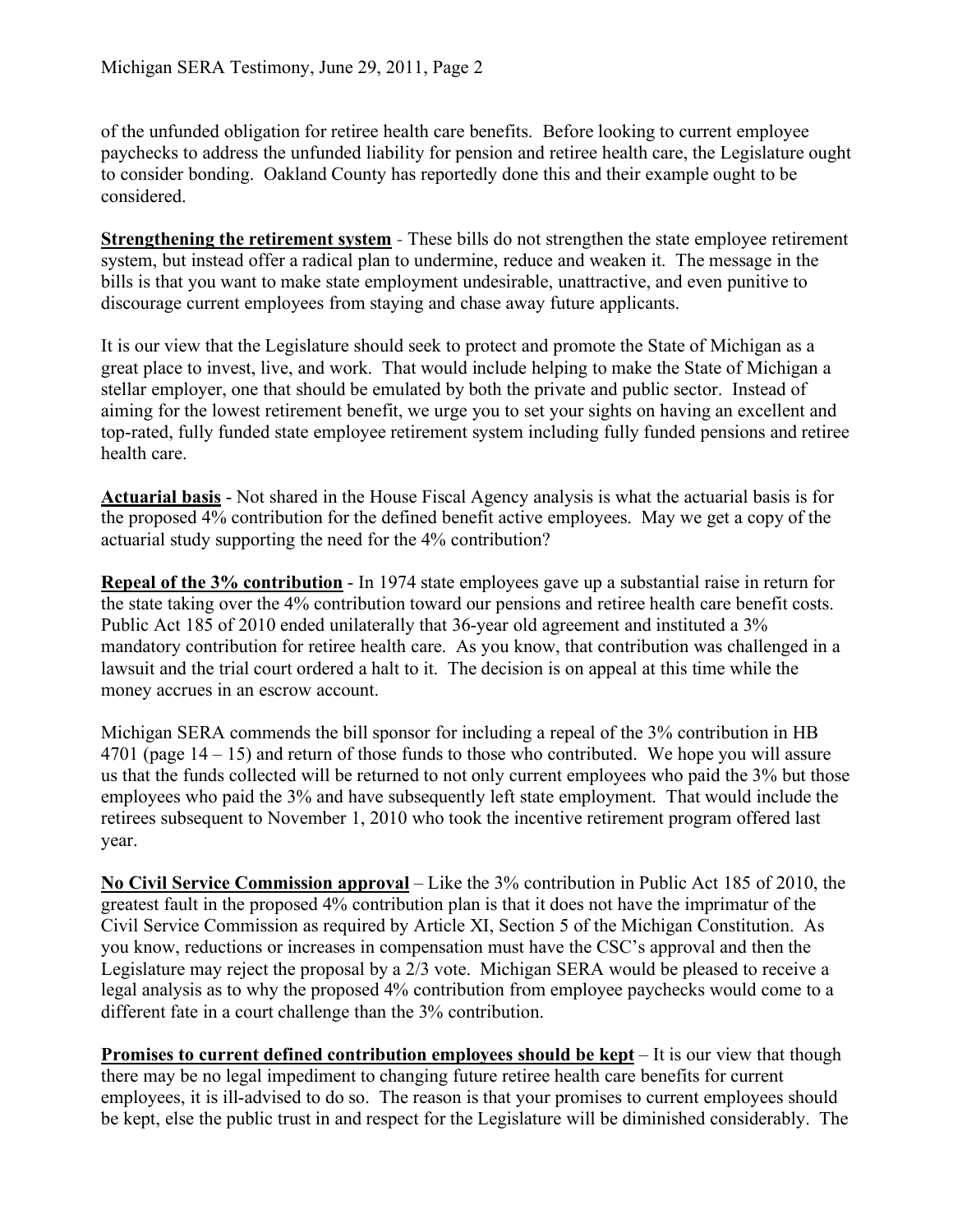of the unfunded obligation for retiree health care benefits. Before looking to current employee paychecks to address the unfunded liability for pension and retiree health care, the Legislature ought to consider bonding. Oakland County has reportedly done this and their example ought to be considered.

**Strengthening the retirement system** - These bills do not strengthen the state employee retirement system, but instead offer a radical plan to undermine, reduce and weaken it. The message in the bills is that you want to make state employment undesirable, unattractive, and even punitive to discourage current employees from staying and chase away future applicants.

It is our view that the Legislature should seek to protect and promote the State of Michigan as a great place to invest, live, and work. That would include helping to make the State of Michigan a stellar employer, one that should be emulated by both the private and public sector. Instead of aiming for the lowest retirement benefit, we urge you to set your sights on having an excellent and top-rated, fully funded state employee retirement system including fully funded pensions and retiree health care.

**Actuarial basis** - Not shared in the House Fiscal Agency analysis is what the actuarial basis is for the proposed 4% contribution for the defined benefit active employees. May we get a copy of the actuarial study supporting the need for the 4% contribution?

**Repeal of the 3% contribution** - In 1974 state employees gave up a substantial raise in return for the state taking over the 4% contribution toward our pensions and retiree health care benefit costs. Public Act 185 of 2010 ended unilaterally that 36-year old agreement and instituted a 3% mandatory contribution for retiree health care. As you know, that contribution was challenged in a lawsuit and the trial court ordered a halt to it. The decision is on appeal at this time while the money accrues in an escrow account.

Michigan SERA commends the bill sponsor for including a repeal of the 3% contribution in HB 4701 (page 14 – 15) and return of those funds to those who contributed. We hope you will assure us that the funds collected will be returned to not only current employees who paid the 3% but those employees who paid the 3% and have subsequently left state employment. That would include the retirees subsequent to November 1, 2010 who took the incentive retirement program offered last year.

**No Civil Service Commission approval** – Like the 3% contribution in Public Act 185 of 2010, the greatest fault in the proposed 4% contribution plan is that it does not have the imprimatur of the Civil Service Commission as required by Article XI, Section 5 of the Michigan Constitution. As you know, reductions or increases in compensation must have the CSC's approval and then the Legislature may reject the proposal by a 2/3 vote. Michigan SERA would be pleased to receive a legal analysis as to why the proposed 4% contribution from employee paychecks would come to a different fate in a court challenge than the 3% contribution.

**Promises to current defined contribution employees should be kept** – It is our view that though there may be no legal impediment to changing future retiree health care benefits for current employees, it is ill-advised to do so. The reason is that your promises to current employees should be kept, else the public trust in and respect for the Legislature will be diminished considerably. The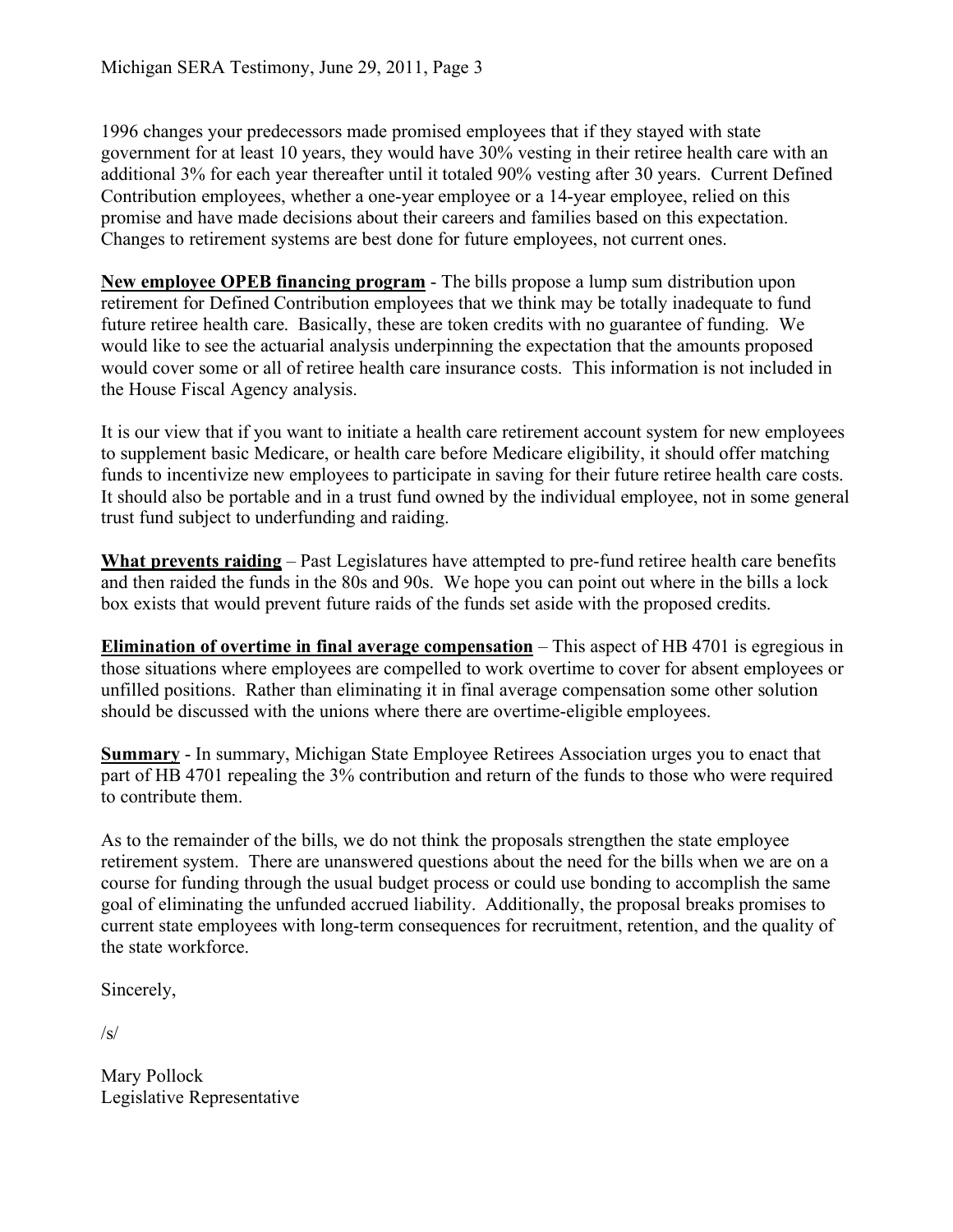1996 changes your predecessors made promised employees that if they stayed with state government for at least 10 years, they would have 30% vesting in their retiree health care with an additional 3% for each year thereafter until it totaled 90% vesting after 30 years. Current Defined Contribution employees, whether a one-year employee or a 14-year employee, relied on this promise and have made decisions about their careers and families based on this expectation. Changes to retirement systems are best done for future employees, not current ones.

**New employee OPEB financing program** - The bills propose a lump sum distribution upon retirement for Defined Contribution employees that we think may be totally inadequate to fund future retiree health care. Basically, these are token credits with no guarantee of funding. We would like to see the actuarial analysis underpinning the expectation that the amounts proposed would cover some or all of retiree health care insurance costs. This information is not included in the House Fiscal Agency analysis.

It is our view that if you want to initiate a health care retirement account system for new employees to supplement basic Medicare, or health care before Medicare eligibility, it should offer matching funds to incentivize new employees to participate in saving for their future retiree health care costs. It should also be portable and in a trust fund owned by the individual employee, not in some general trust fund subject to underfunding and raiding.

**What prevents raiding** – Past Legislatures have attempted to pre-fund retiree health care benefits and then raided the funds in the 80s and 90s. We hope you can point out where in the bills a lock box exists that would prevent future raids of the funds set aside with the proposed credits.

**Elimination of overtime in final average compensation** – This aspect of HB 4701 is egregious in those situations where employees are compelled to work overtime to cover for absent employees or unfilled positions. Rather than eliminating it in final average compensation some other solution should be discussed with the unions where there are overtime-eligible employees.

**Summary** - In summary, Michigan State Employee Retirees Association urges you to enact that part of HB 4701 repealing the 3% contribution and return of the funds to those who were required to contribute them.

As to the remainder of the bills, we do not think the proposals strengthen the state employee retirement system. There are unanswered questions about the need for the bills when we are on a course for funding through the usual budget process or could use bonding to accomplish the same goal of eliminating the unfunded accrued liability. Additionally, the proposal breaks promises to current state employees with long-term consequences for recruitment, retention, and the quality of the state workforce.

Sincerely,

/s/

Mary Pollock
Legislative Representative